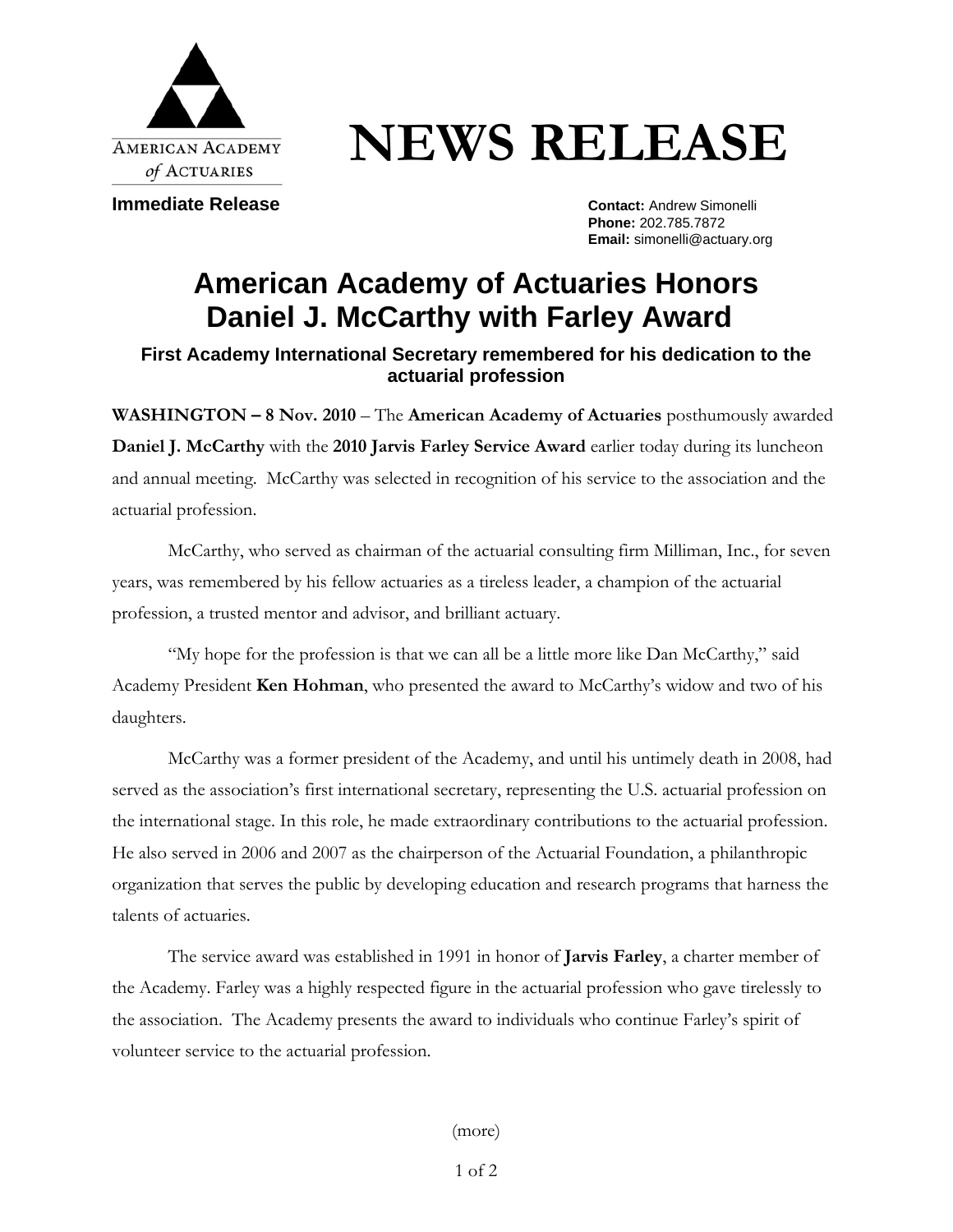AMERICAN ACADEMY of ACTUARIES

# NEWS RELEASE

**Immediate Release**

**Contact:** Andrew Simonelli
**Phone:** 202.785.7872
**Email:** simonelli@actuary.org

## American Academy of Actuaries Honors Daniel J. McCarthy with Farley Award

### First Academy International Secretary remembered for his dedication to the actuarial profession

**WASHINGTON – 8 Nov. 2010** – The **American Academy of Actuaries** posthumously awarded **Daniel J. McCarthy** with the **2010 Jarvis Farley Service Award** earlier today during its luncheon and annual meeting. McCarthy was selected in recognition of his service to the association and the actuarial profession.

McCarthy, who served as chairman of the actuarial consulting firm Milliman, Inc., for seven years, was remembered by his fellow actuaries as a tireless leader, a champion of the actuarial profession, a trusted mentor and advisor, and brilliant actuary.

"My hope for the profession is that we can all be a little more like Dan McCarthy," said Academy President **Ken Hohman**, who presented the award to McCarthy's widow and two of his daughters.

McCarthy was a former president of the Academy, and until his untimely death in 2008, had served as the association's first international secretary, representing the U.S. actuarial profession on the international stage. In this role, he made extraordinary contributions to the actuarial profession. He also served in 2006 and 2007 as the chairperson of the Actuarial Foundation, a philanthropic organization that serves the public by developing education and research programs that harness the talents of actuaries.

The service award was established in 1991 in honor of **Jarvis Farley**, a charter member of the Academy. Farley was a highly respected figure in the actuarial profession who gave tirelessly to the association. The Academy presents the award to individuals who continue Farley's spirit of volunteer service to the actuarial profession.

(more)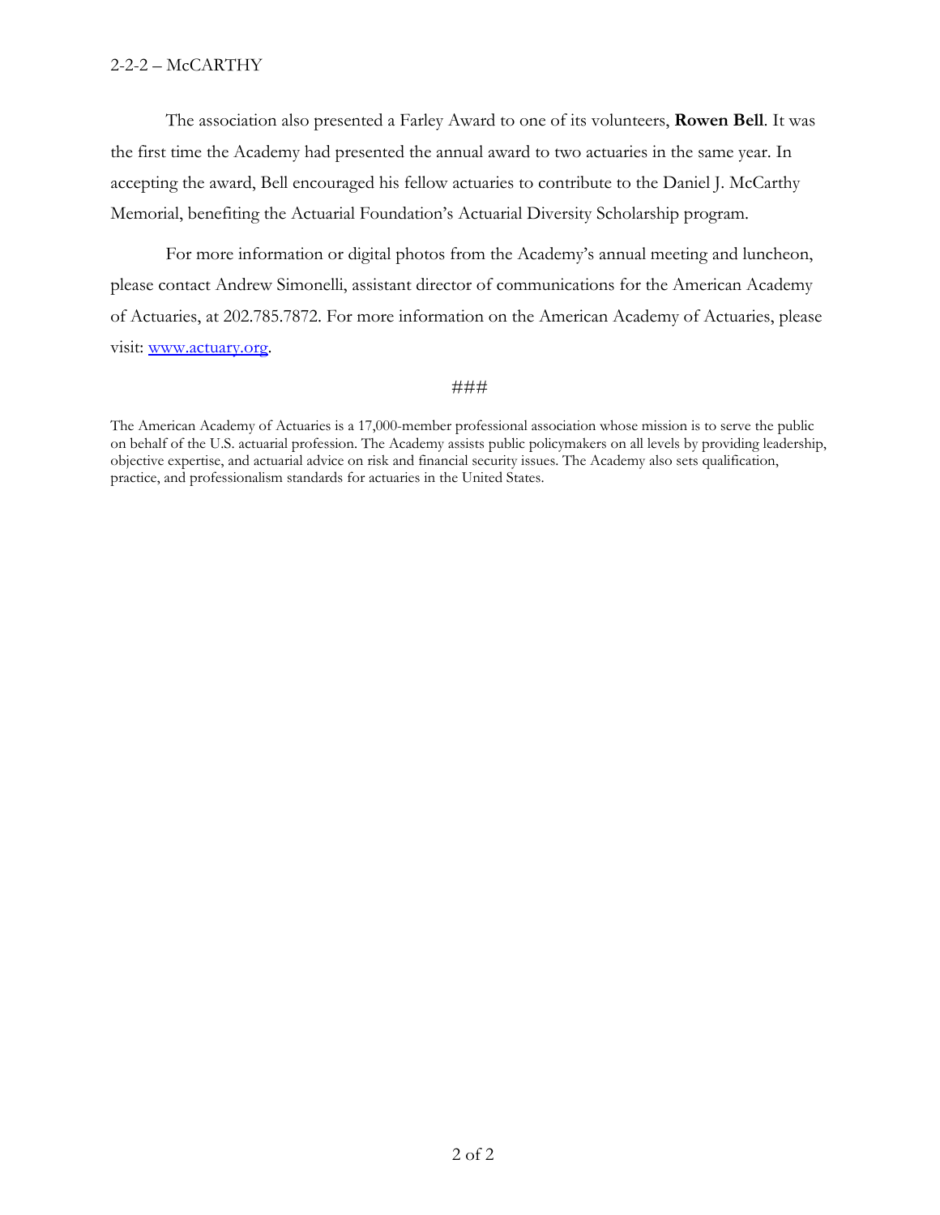The association also presented a Farley Award to one of its volunteers, **Rowen Bell**. It was the first time the Academy had presented the annual award to two actuaries in the same year. In accepting the award, Bell encouraged his fellow actuaries to contribute to the Daniel J. McCarthy Memorial, benefiting the Actuarial Foundation's Actuarial Diversity Scholarship program.

For more information or digital photos from the Academy's annual meeting and luncheon, please contact Andrew Simonelli, assistant director of communications for the American Academy of Actuaries, at 202.785.7872. For more information on the American Academy of Actuaries, please visit: www.actuary.org.

###

The American Academy of Actuaries is a 17,000-member professional association whose mission is to serve the public on behalf of the U.S. actuarial profession. The Academy assists public policymakers on all levels by providing leadership, objective expertise, and actuarial advice on risk and financial security issues. The Academy also sets qualification, practice, and professionalism standards for actuaries in the United States.